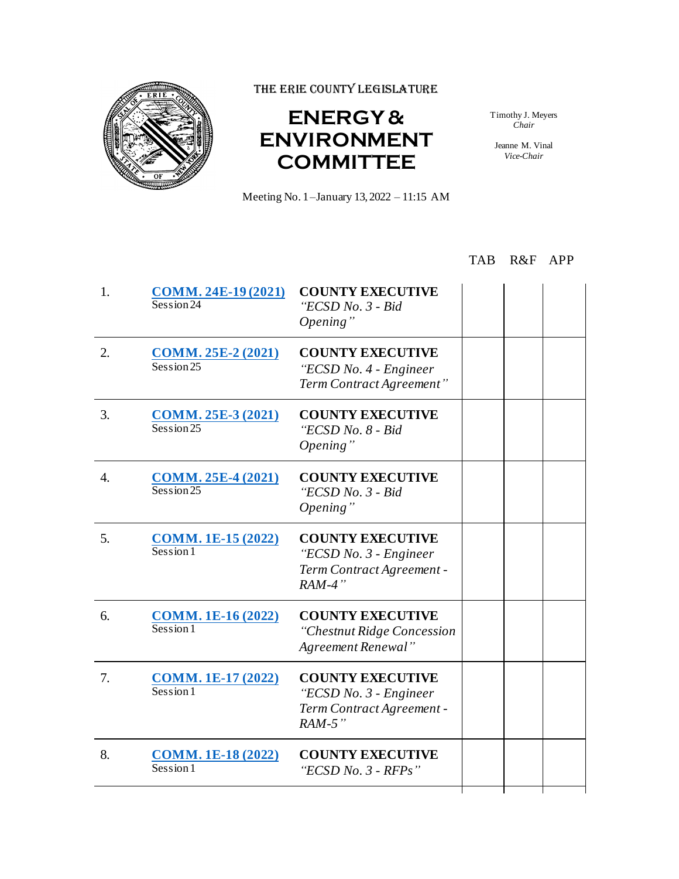THE ERIE COUNTY LEGISLATURE

# ENERGY & ENVIRONMENT COMMITTEE

Timothy J. Meyers
*Chair*

Jeanne M. Vinal
*Vice-Chair*

Meeting No. 1 – January 13, 2022 – 11:15 AM

| | | | TAB | R&F | APP |
|---|---|---|---|---|---|
| 1. | **COMM. 24E-19 (2021)** Session 24 | **COUNTY EXECUTIVE** *"ECSD No. 3 - Bid Opening"* | | | |
| 2. | **COMM. 25E-2 (2021)** Session 25 | **COUNTY EXECUTIVE** *"ECSD No. 4 - Engineer Term Contract Agreement"* | | | |
| 3. | **COMM. 25E-3 (2021)** Session 25 | **COUNTY EXECUTIVE** *"ECSD No. 8 - Bid Opening"* | | | |
| 4. | **COMM. 25E-4 (2021)** Session 25 | **COUNTY EXECUTIVE** *"ECSD No. 3 - Bid Opening"* | | | |
| 5. | **COMM. 1E-15 (2022)** Session 1 | **COUNTY EXECUTIVE** *"ECSD No. 3 - Engineer Term Contract Agreement - RAM-4"* | | | |
| 6. | **COMM. 1E-16 (2022)** Session 1 | **COUNTY EXECUTIVE** *"Chestnut Ridge Concession Agreement Renewal"* | | | |
| 7. | **COMM. 1E-17 (2022)** Session 1 | **COUNTY EXECUTIVE** *"ECSD No. 3 - Engineer Term Contract Agreement - RAM-5"* | | | |
| 8. | **COMM. 1E-18 (2022)** Session 1 | **COUNTY EXECUTIVE** *"ECSD No. 3 - RFPs"* | | | |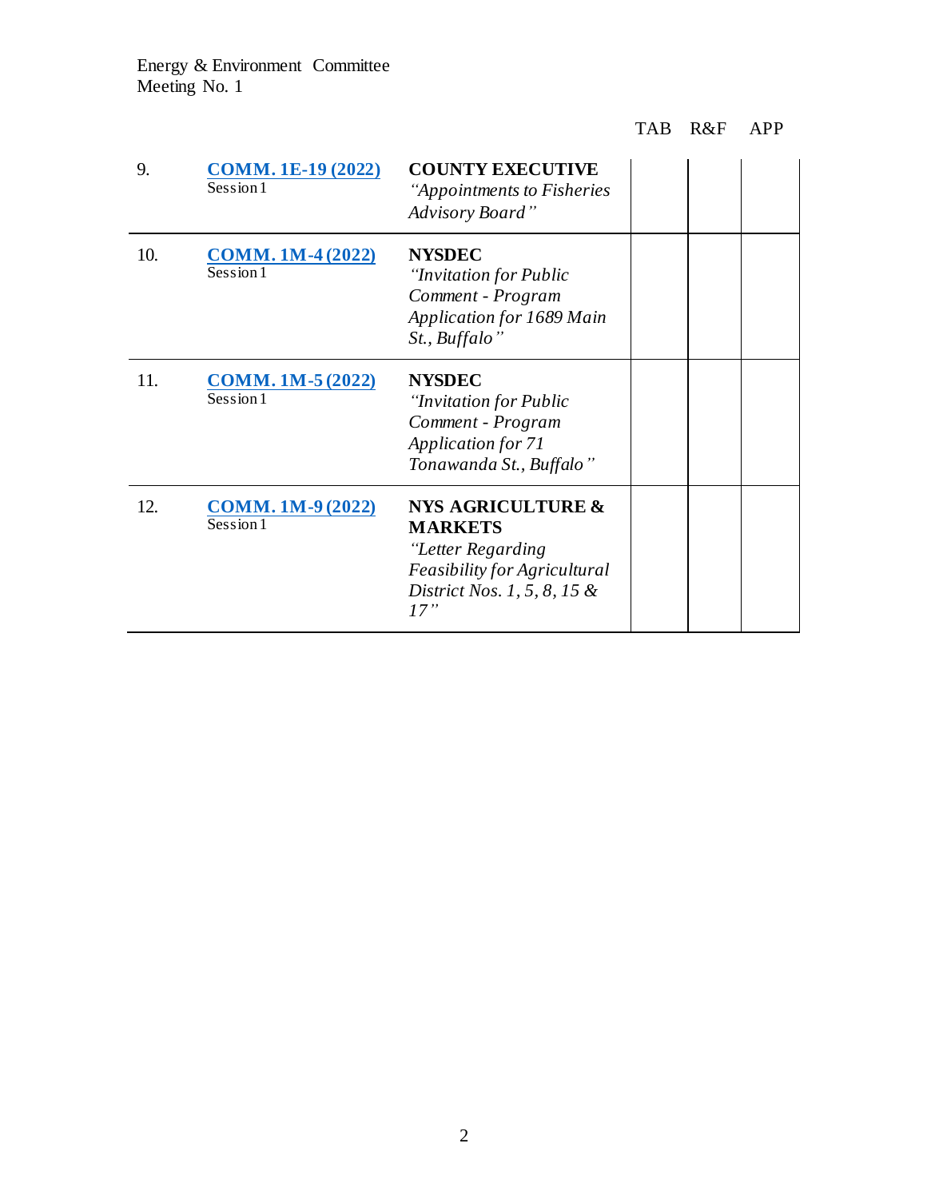Energy & Environment Committee
Meeting No. 1

| | | | TAB | R&F | APP |
|---|---|---|---|---|---|
| 9. | **COMM. 1E-19 (2022)** Session 1 | **COUNTY EXECUTIVE** *"Appointments to Fisheries Advisory Board"* | | | |
| 10. | **COMM. 1M-4 (2022)** Session 1 | **NYSDEC** *"Invitation for Public Comment - Program Application for 1689 Main St., Buffalo"* | | | |
| 11. | **COMM. 1M-5 (2022)** Session 1 | **NYSDEC** *"Invitation for Public Comment - Program Application for 71 Tonawanda St., Buffalo"* | | | |
| 12. | **COMM. 1M-9 (2022)** Session 1 | **NYS AGRICULTURE & MARKETS** *"Letter Regarding Feasibility for Agricultural District Nos. 1, 5, 8, 15 & 17"* | | | |